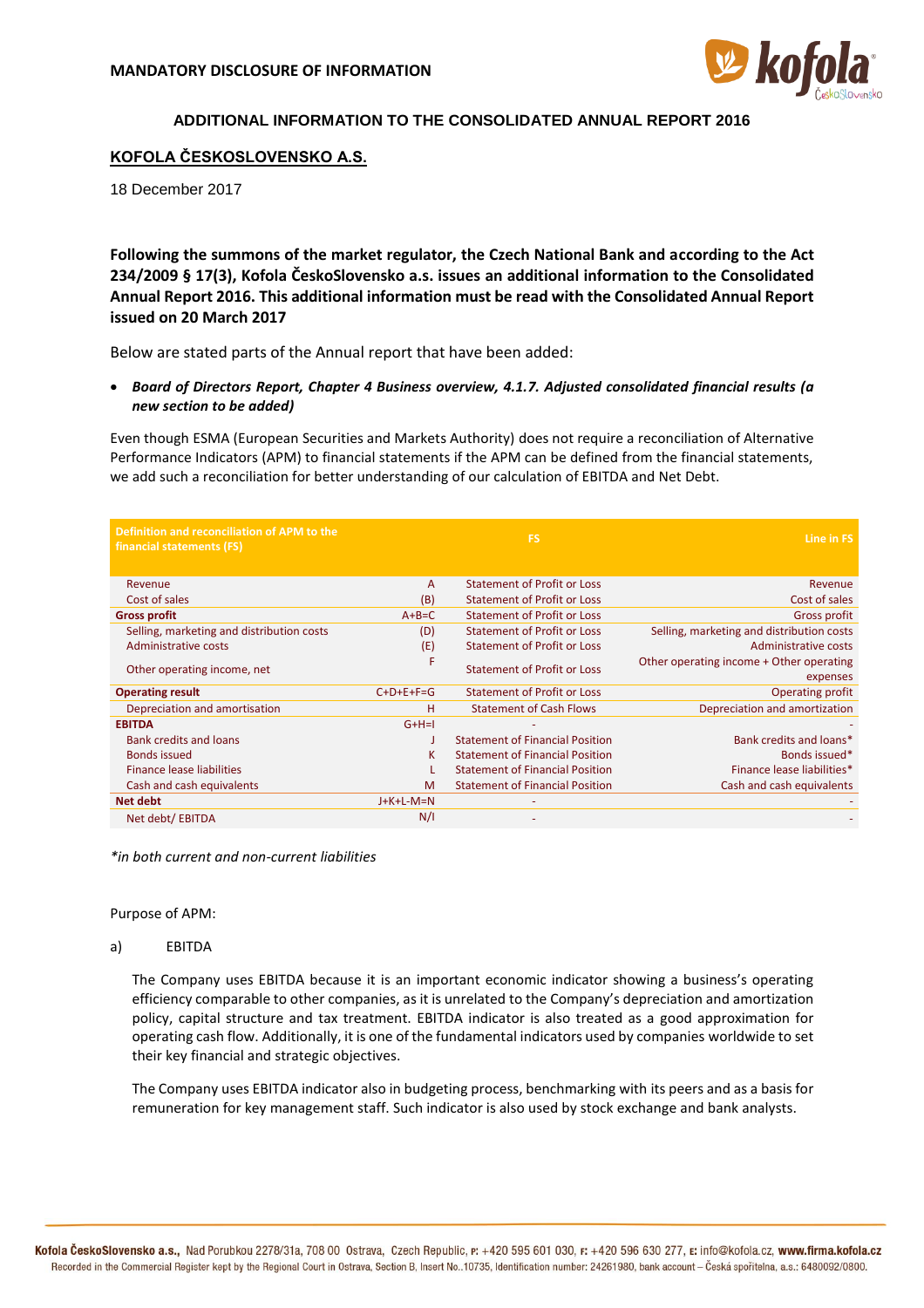**MANDATORY DISCLOSURE OF INFORMATION**

## ADDITIONAL INFORMATION TO THE CONSOLIDATED ANNUAL REPORT 2016

### KOFOLA ČESKOSLOVENSKO A.S.

18 December 2017

**Following the summons of the market regulator, the Czech National Bank and according to the Act 234/2009 § 17(3), Kofola ČeskoSlovensko a.s. issues an additional information to the Consolidated Annual Report 2016. This additional information must be read with the Consolidated Annual Report issued on 20 March 2017**

Below are stated parts of the Annual report that have been added:

- ***Board of Directors Report, Chapter 4 Business overview, 4.1.7. Adjusted consolidated financial results (a new section to be added)***

Even though ESMA (European Securities and Markets Authority) does not require a reconciliation of Alternative Performance Indicators (APM) to financial statements if the APM can be defined from the financial statements, we add such a reconciliation for better understanding of our calculation of EBITDA and Net Debt.

| Definition and reconciliation of APM to the financial statements (FS) | | FS | Line in FS |
|---|---|---|---|
| Revenue | A | Statement of Profit or Loss | Revenue |
| Cost of sales | (B) | Statement of Profit or Loss | Cost of sales |
| **Gross profit** | A+B=C | Statement of Profit or Loss | Gross profit |
| Selling, marketing and distribution costs | (D) | Statement of Profit or Loss | Selling, marketing and distribution costs |
| Administrative costs | (E) | Statement of Profit or Loss | Administrative costs |
| Other operating income, net | F | Statement of Profit or Loss | Other operating income + Other operating expenses |
| **Operating result** | C+D+E+F=G | Statement of Profit or Loss | Operating profit |
| Depreciation and amortisation | H | Statement of Cash Flows | Depreciation and amortization |
| **EBITDA** | G+H=I | - | - |
| Bank credits and loans | J | Statement of Financial Position | Bank credits and loans* |
| Bonds issued | K | Statement of Financial Position | Bonds issued* |
| Finance lease liabilities | L | Statement of Financial Position | Finance lease liabilities* |
| Cash and cash equivalents | M | Statement of Financial Position | Cash and cash equivalents |
| **Net debt** | J+K+L-M=N | - | - |
| Net debt/ EBITDA | N/I | - | - |

*\*in both current and non-current liabilities*

Purpose of APM:

a) EBITDA

The Company uses EBITDA because it is an important economic indicator showing a business's operating efficiency comparable to other companies, as it is unrelated to the Company's depreciation and amortization policy, capital structure and tax treatment. EBITDA indicator is also treated as a good approximation for operating cash flow. Additionally, it is one of the fundamental indicators used by companies worldwide to set their key financial and strategic objectives.

The Company uses EBITDA indicator also in budgeting process, benchmarking with its peers and as a basis for remuneration for key management staff. Such indicator is also used by stock exchange and bank analysts.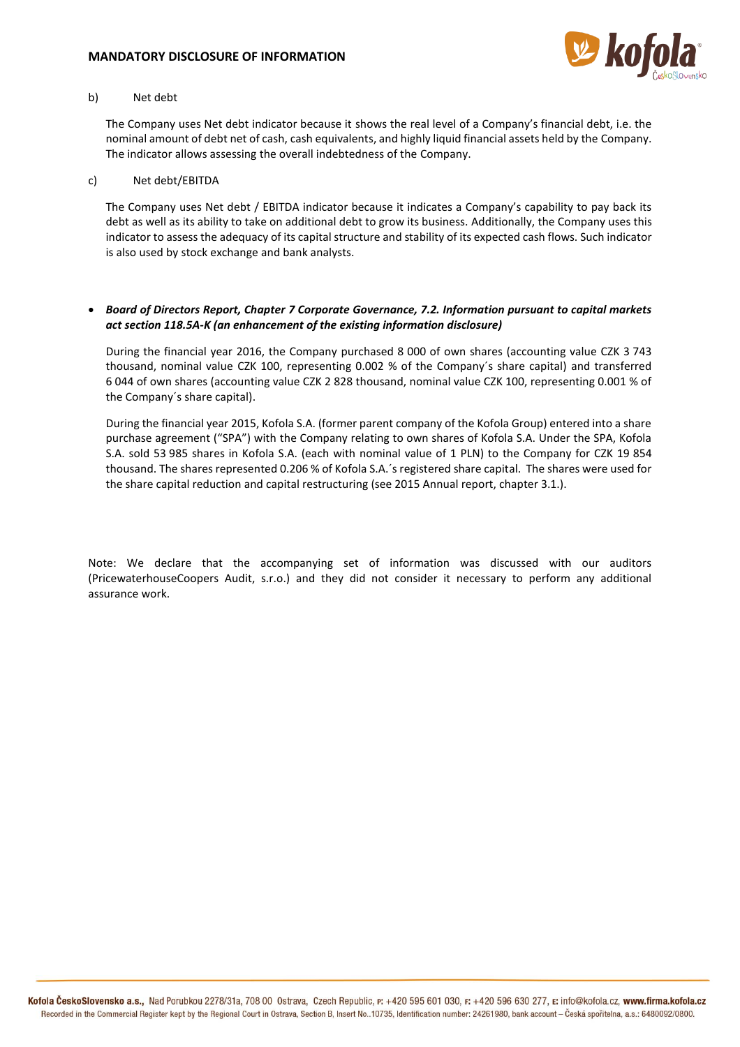b) Net debt

The Company uses Net debt indicator because it shows the real level of a Company's financial debt, i.e. the nominal amount of debt net of cash, cash equivalents, and highly liquid financial assets held by the Company. The indicator allows assessing the overall indebtedness of the Company.

c) Net debt/EBITDA

The Company uses Net debt / EBITDA indicator because it indicates a Company's capability to pay back its debt as well as its ability to take on additional debt to grow its business. Additionally, the Company uses this indicator to assess the adequacy of its capital structure and stability of its expected cash flows. Such indicator is also used by stock exchange and bank analysts.

- ***Board of Directors Report, Chapter 7 Corporate Governance, 7.2. Information pursuant to capital markets act section 118.5A-K (an enhancement of the existing information disclosure)***

  During the financial year 2016, the Company purchased 8 000 of own shares (accounting value CZK 3 743 thousand, nominal value CZK 100, representing 0.002 % of the Company´s share capital) and transferred 6 044 of own shares (accounting value CZK 2 828 thousand, nominal value CZK 100, representing 0.001 % of the Company´s share capital).

  During the financial year 2015, Kofola S.A. (former parent company of the Kofola Group) entered into a share purchase agreement ("SPA") with the Company relating to own shares of Kofola S.A. Under the SPA, Kofola S.A. sold 53 985 shares in Kofola S.A. (each with nominal value of 1 PLN) to the Company for CZK 19 854 thousand. The shares represented 0.206 % of Kofola S.A.´s registered share capital. The shares were used for the share capital reduction and capital restructuring (see 2015 Annual report, chapter 3.1.).

Note: We declare that the accompanying set of information was discussed with our auditors (PricewaterhouseCoopers Audit, s.r.o.) and they did not consider it necessary to perform any additional assurance work.